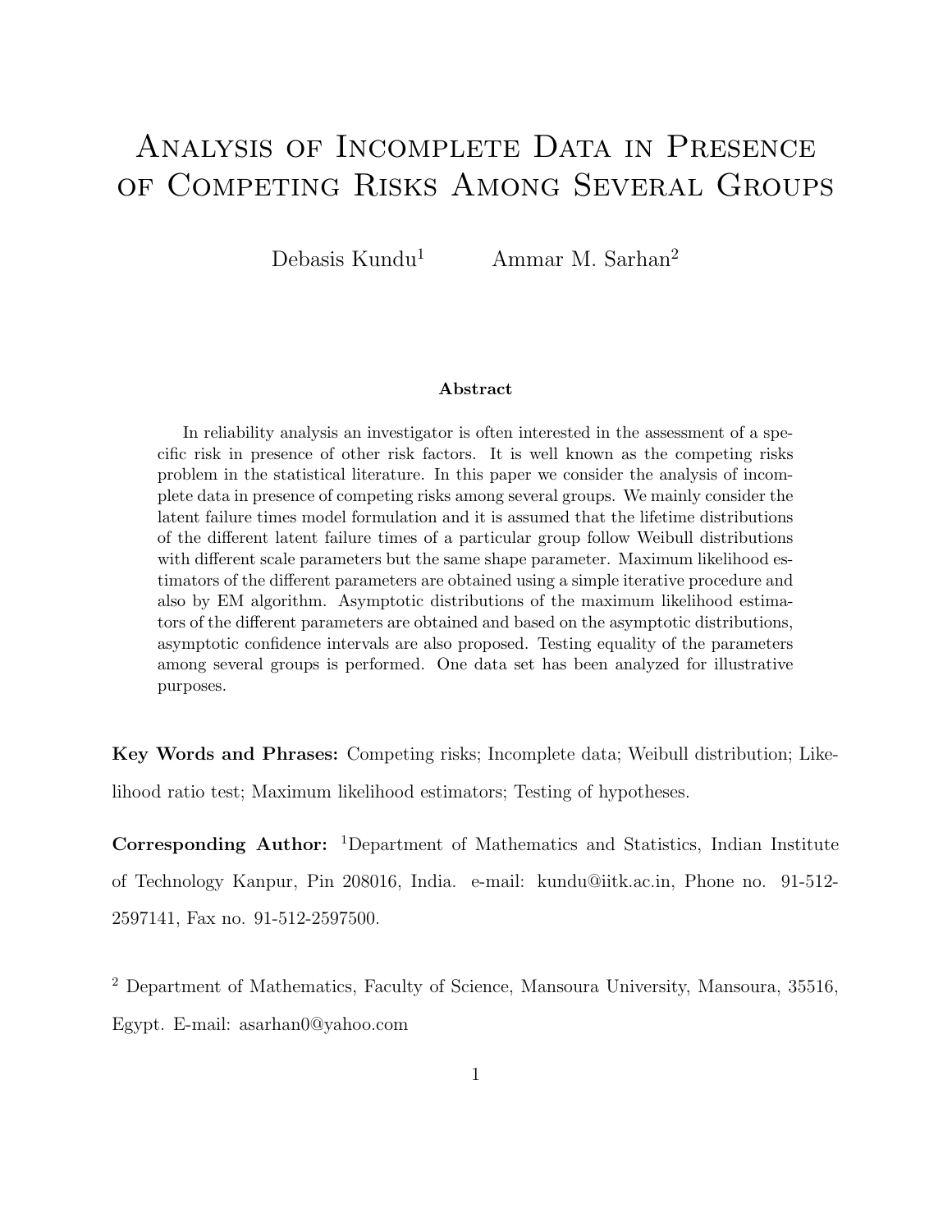# Analysis of Incomplete Data in Presence of Competing Risks Among Several Groups

Debasis Kundu[1] Ammar M. Sarhan[2]

### Abstract

In reliability analysis an investigator is often interested in the assessment of a specific risk in presence of other risk factors. It is well known as the competing risks problem in the statistical literature. In this paper we consider the analysis of incomplete data in presence of competing risks among several groups. We mainly consider the latent failure times model formulation and it is assumed that the lifetime distributions of the different latent failure times of a particular group follow Weibull distributions with different scale parameters but the same shape parameter. Maximum likelihood estimators of the different parameters are obtained using a simple iterative procedure and also by EM algorithm. Asymptotic distributions of the maximum likelihood estimators of the different parameters are obtained and based on the asymptotic distributions, asymptotic confidence intervals are also proposed. Testing equality of the parameters among several groups is performed. One data set has been analyzed for illustrative purposes.

**Key Words and Phrases:** Competing risks; Incomplete data; Weibull distribution; Likelihood ratio test; Maximum likelihood estimators; Testing of hypotheses.

**Corresponding Author:** [1]Department of Mathematics and Statistics, Indian Institute of Technology Kanpur, Pin 208016, India. e-mail: kundu@iitk.ac.in, Phone no. 91-512-2597141, Fax no. 91-512-2597500.

[2] Department of Mathematics, Faculty of Science, Mansoura University, Mansoura, 35516, Egypt. E-mail: asarhan0@yahoo.com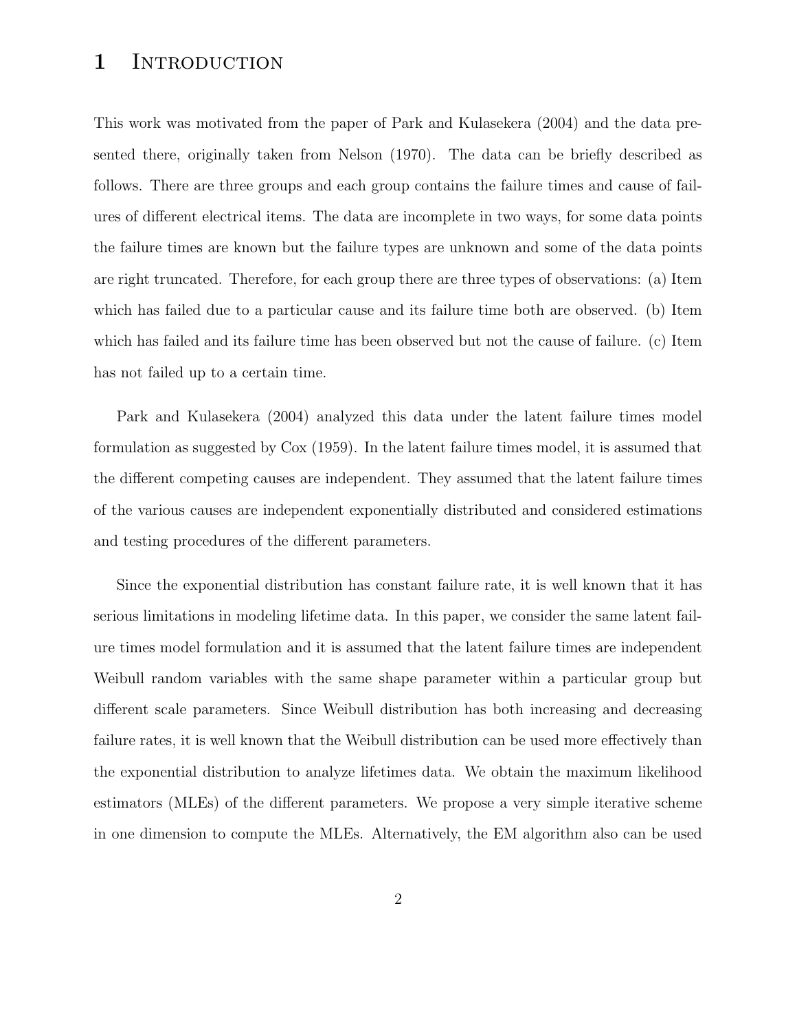# 1 Introduction

This work was motivated from the paper of Park and Kulasekera (2004) and the data presented there, originally taken from Nelson (1970). The data can be briefly described as follows. There are three groups and each group contains the failure times and cause of failures of different electrical items. The data are incomplete in two ways, for some data points the failure times are known but the failure types are unknown and some of the data points are right truncated. Therefore, for each group there are three types of observations: (a) Item which has failed due to a particular cause and its failure time both are observed. (b) Item which has failed and its failure time has been observed but not the cause of failure. (c) Item has not failed up to a certain time.

Park and Kulasekera (2004) analyzed this data under the latent failure times model formulation as suggested by Cox (1959). In the latent failure times model, it is assumed that the different competing causes are independent. They assumed that the latent failure times of the various causes are independent exponentially distributed and considered estimations and testing procedures of the different parameters.

Since the exponential distribution has constant failure rate, it is well known that it has serious limitations in modeling lifetime data. In this paper, we consider the same latent failure times model formulation and it is assumed that the latent failure times are independent Weibull random variables with the same shape parameter within a particular group but different scale parameters. Since Weibull distribution has both increasing and decreasing failure rates, it is well known that the Weibull distribution can be used more effectively than the exponential distribution to analyze lifetimes data. We obtain the maximum likelihood estimators (MLEs) of the different parameters. We propose a very simple iterative scheme in one dimension to compute the MLEs. Alternatively, the EM algorithm also can be used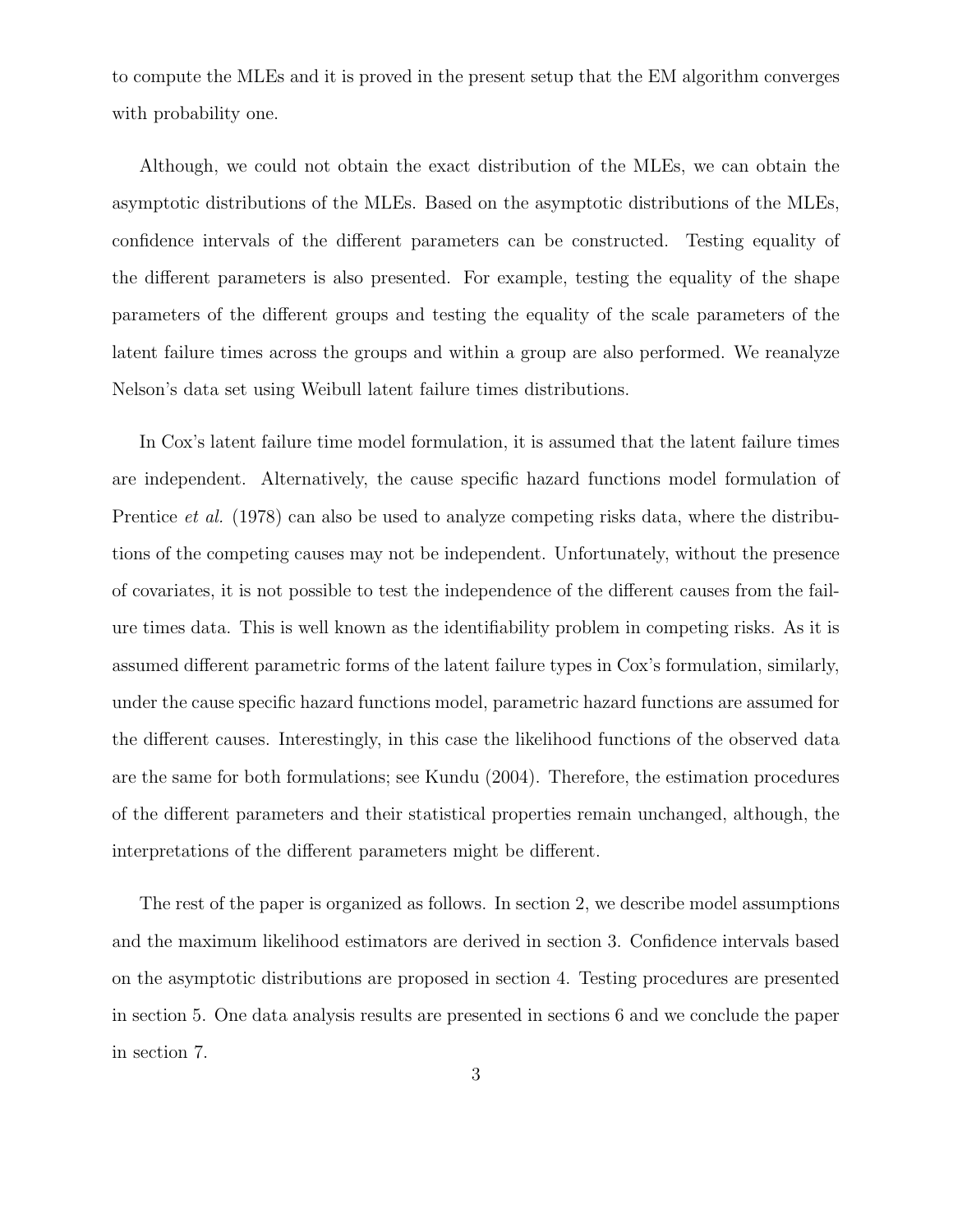to compute the MLEs and it is proved in the present setup that the EM algorithm converges with probability one.

Although, we could not obtain the exact distribution of the MLEs, we can obtain the asymptotic distributions of the MLEs. Based on the asymptotic distributions of the MLEs, confidence intervals of the different parameters can be constructed. Testing equality of the different parameters is also presented. For example, testing the equality of the shape parameters of the different groups and testing the equality of the scale parameters of the latent failure times across the groups and within a group are also performed. We reanalyze Nelson's data set using Weibull latent failure times distributions.

In Cox's latent failure time model formulation, it is assumed that the latent failure times are independent. Alternatively, the cause specific hazard functions model formulation of Prentice *et al.* (1978) can also be used to analyze competing risks data, where the distributions of the competing causes may not be independent. Unfortunately, without the presence of covariates, it is not possible to test the independence of the different causes from the failure times data. This is well known as the identifiability problem in competing risks. As it is assumed different parametric forms of the latent failure types in Cox's formulation, similarly, under the cause specific hazard functions model, parametric hazard functions are assumed for the different causes. Interestingly, in this case the likelihood functions of the observed data are the same for both formulations; see Kundu (2004). Therefore, the estimation procedures of the different parameters and their statistical properties remain unchanged, although, the interpretations of the different parameters might be different.

The rest of the paper is organized as follows. In section 2, we describe model assumptions and the maximum likelihood estimators are derived in section 3. Confidence intervals based on the asymptotic distributions are proposed in section 4. Testing procedures are presented in section 5. One data analysis results are presented in sections 6 and we conclude the paper in section 7.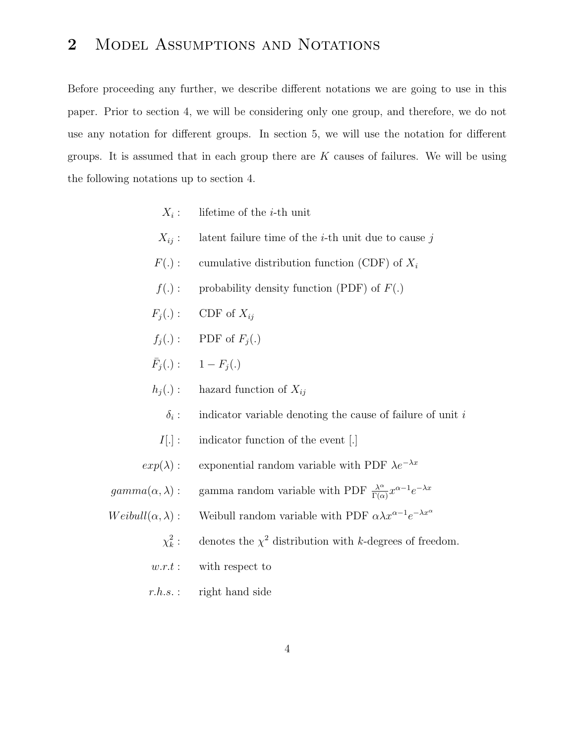## 2 Model Assumptions and Notations

Before proceeding any further, we describe different notations we are going to use in this paper. Prior to section 4, we will be considering only one group, and therefore, we do not use any notation for different groups. In section 5, we will use the notation for different groups. It is assumed that in each group there are $K$ causes of failures. We will be using the following notations up to section 4.

| | |
|---|---|
| $X_i$ : | lifetime of the $i$-th unit |
| $X_{ij}$ : | latent failure time of the $i$-th unit due to cause $j$ |
| $F(.)$ : | cumulative distribution function (CDF) of $X_i$ |
| $f(.)$ : | probability density function (PDF) of $F(.)$ |
| $F_j(.)$ : | CDF of $X_{ij}$ |
| $f_j(.)$ : | PDF of $F_j(.)$ |
| $\bar{F}_j(.)$ : | $1 - F_j(.)$ |
| $h_j(.)$ : | hazard function of $X_{ij}$ |
| $\delta_i$ : | indicator variable denoting the cause of failure of unit $i$ |
| $I[.]$ : | indicator function of the event [.] |
| $exp(\lambda)$ : | exponential random variable with PDF $\lambda e^{-\lambda x}$ |
| $gamma(\alpha, \lambda)$ : | gamma random variable with PDF $\frac{\lambda^\alpha}{\Gamma(\alpha)} x^{\alpha-1} e^{-\lambda x}$ |
| $Weibull(\alpha, \lambda)$ : | Weibull random variable with PDF $\alpha \lambda x^{\alpha-1} e^{-\lambda x^\alpha}$ |
| $\chi^2_k$ : | denotes the $\chi^2$ distribution with $k$-degrees of freedom. |
| $w.r.t$ : | with respect to |
| $r.h.s.$ : | right hand side |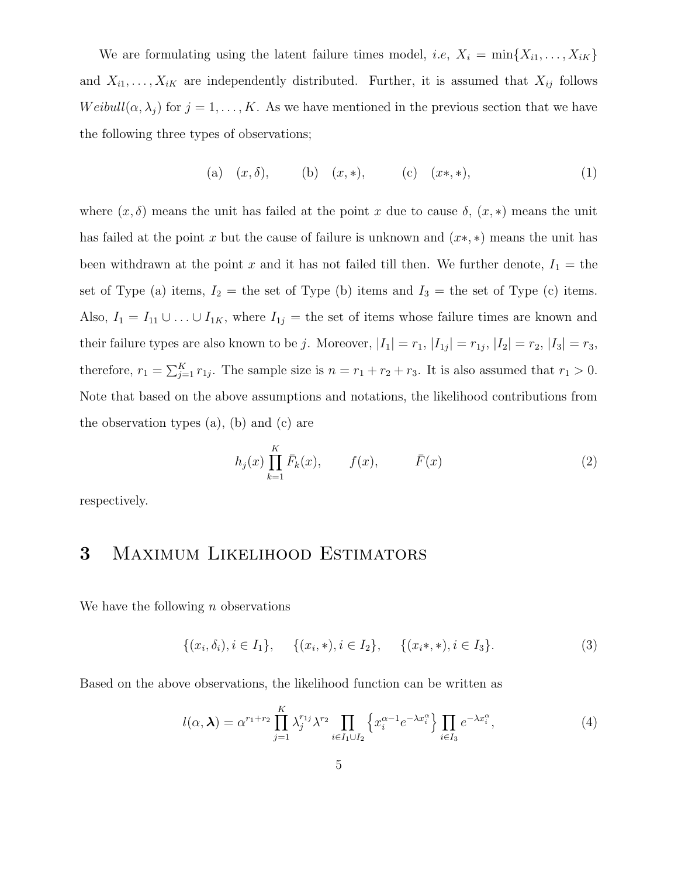We are formulating using the latent failure times model, *i.e*, $X_i = \min\{X_{i1}, \ldots, X_{iK}\}$ and $X_{i1}, \ldots, X_{iK}$ are independently distributed. Further, it is assumed that $X_{ij}$ follows $Weibull(\alpha, \lambda_j)$ for $j = 1, \ldots, K$. As we have mentioned in the previous section that we have the following three types of observations;

$$\text{(a)} \quad (x, \delta), \qquad \text{(b)} \quad (x, *), \qquad \text{(c)} \quad (x*, *), \tag{1}$$

where $(x, \delta)$ means the unit has failed at the point $x$ due to cause $\delta$, $(x, *)$ means the unit has failed at the point $x$ but the cause of failure is unknown and $(x*, *)$ means the unit has been withdrawn at the point $x$ and it has not failed till then. We further denote, $I_1$ = the set of Type (a) items, $I_2$ = the set of Type (b) items and $I_3$ = the set of Type (c) items. Also, $I_1 = I_{11} \cup \ldots \cup I_{1K}$, where $I_{1j}$ = the set of items whose failure times are known and their failure types are also known to be $j$. Moreover, $|I_1| = r_1$, $|I_{1j}| = r_{1j}$, $|I_2| = r_2$, $|I_3| = r_3$, therefore, $r_1 = \sum_{j=1}^{K} r_{1j}$. The sample size is $n = r_1 + r_2 + r_3$. It is also assumed that $r_1 > 0$. Note that based on the above assumptions and notations, the likelihood contributions from the observation types (a), (b) and (c) are

$$h_j(x) \prod_{k=1}^{K} \bar{F}_k(x), \qquad f(x), \qquad \bar{F}(x) \tag{2}$$

respectively.

# 3 Maximum Likelihood Estimators

We have the following $n$ observations

$$\{(x_i, \delta_i), i \in I_1\}, \quad \{(x_i, *), i \in I_2\}, \quad \{(x_i*, *), i \in I_3\}. \tag{3}$$

Based on the above observations, the likelihood function can be written as

$$l(\alpha, \boldsymbol{\lambda}) = \alpha^{r_1 + r_2} \prod_{j=1}^{K} \lambda_j^{r_{1j}} \lambda^{r_2} \prod_{i \in I_1 \cup I_2} \left\{ x_i^{\alpha - 1} e^{-\lambda x_i^{\alpha}} \right\} \prod_{i \in I_3} e^{-\lambda x_i^{\alpha}}, \tag{4}$$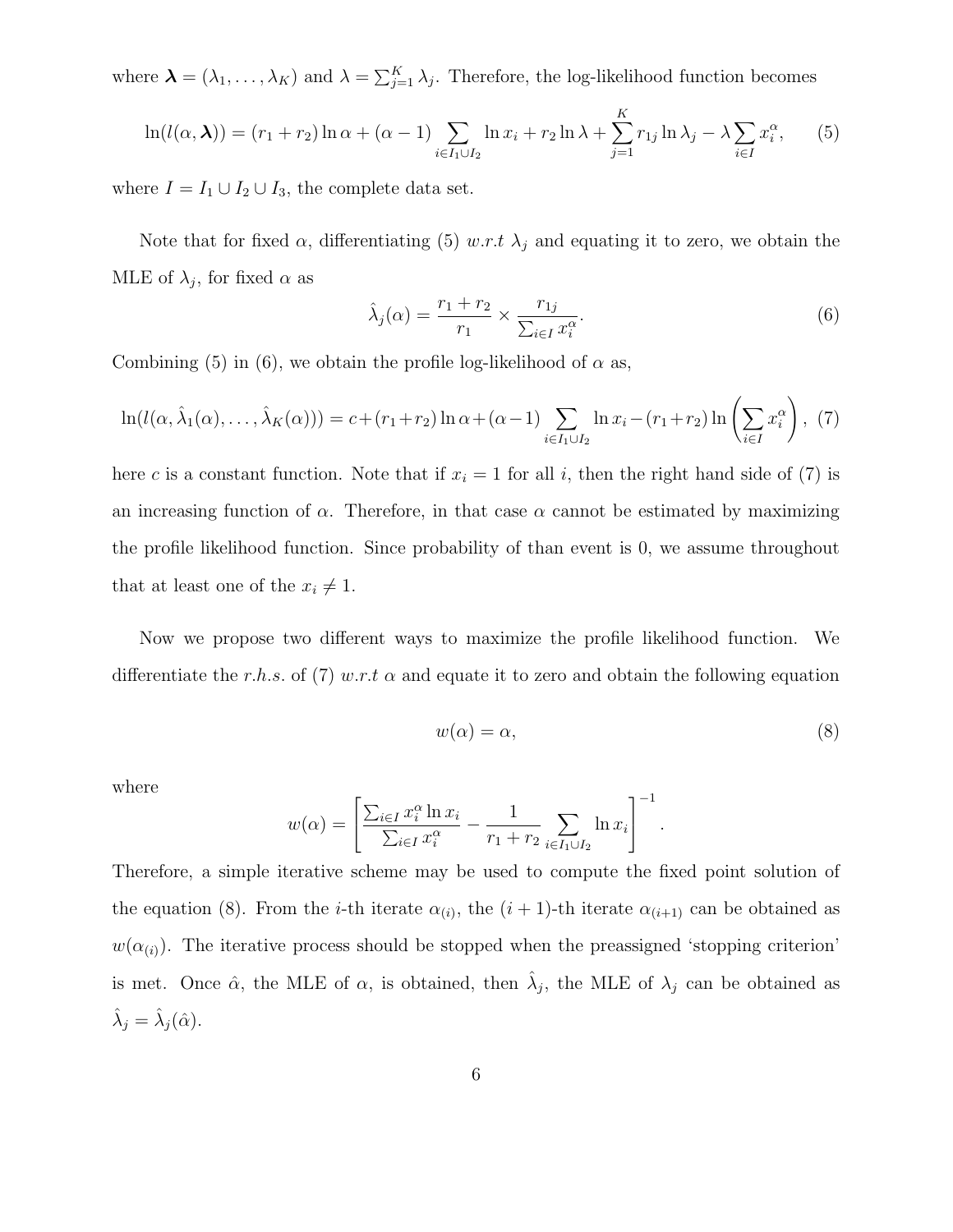where $\boldsymbol{\lambda} = (\lambda_1, \ldots, \lambda_K)$ and $\lambda = \sum_{j=1}^{K} \lambda_j$. Therefore, the log-likelihood function becomes

$$\ln(l(\alpha, \boldsymbol{\lambda})) = (r_1 + r_2)\ln\alpha + (\alpha - 1)\sum_{i \in I_1 \cup I_2} \ln x_i + r_2 \ln\lambda + \sum_{j=1}^{K} r_{1j} \ln\lambda_j - \lambda \sum_{i \in I} x_i^{\alpha}, \qquad (5)$$

where $I = I_1 \cup I_2 \cup I_3$, the complete data set.

Note that for fixed $\alpha$, differentiating (5) *w.r.t* $\lambda_j$ and equating it to zero, we obtain the MLE of $\lambda_j$, for fixed $\alpha$ as

$$\hat{\lambda}_j(\alpha) = \frac{r_1 + r_2}{r_1} \times \frac{r_{1j}}{\sum_{i \in I} x_i^{\alpha}}. \qquad (6)$$

Combining (5) in (6), we obtain the profile log-likelihood of $\alpha$ as,

$$\ln(l(\alpha, \hat{\lambda}_1(\alpha), \ldots, \hat{\lambda}_K(\alpha))) = c + (r_1 + r_2)\ln\alpha + (\alpha - 1)\sum_{i \in I_1 \cup I_2} \ln x_i - (r_1 + r_2)\ln\left(\sum_{i \in I} x_i^{\alpha}\right), \qquad (7)$$

here $c$ is a constant function. Note that if $x_i = 1$ for all $i$, then the right hand side of (7) is an increasing function of $\alpha$. Therefore, in that case $\alpha$ cannot be estimated by maximizing the profile likelihood function. Since probability of than event is 0, we assume throughout that at least one of the $x_i \neq 1$.

Now we propose two different ways to maximize the profile likelihood function. We differentiate the *r.h.s.* of (7) *w.r.t* $\alpha$ and equate it to zero and obtain the following equation

$$w(\alpha) = \alpha, \qquad (8)$$

where

$$w(\alpha) = \left[\frac{\sum_{i \in I} x_i^{\alpha} \ln x_i}{\sum_{i \in I} x_i^{\alpha}} - \frac{1}{r_1 + r_2}\sum_{i \in I_1 \cup I_2} \ln x_i\right]^{-1}.$$

Therefore, a simple iterative scheme may be used to compute the fixed point solution of the equation (8). From the $i$-th iterate $\alpha_{(i)}$, the $(i+1)$-th iterate $\alpha_{(i+1)}$ can be obtained as $w(\alpha_{(i)})$. The iterative process should be stopped when the preassigned 'stopping criterion' is met. Once $\hat{\alpha}$, the MLE of $\alpha$, is obtained, then $\hat{\lambda}_j$, the MLE of $\lambda_j$ can be obtained as $\hat{\lambda}_j = \hat{\lambda}_j(\hat{\alpha})$.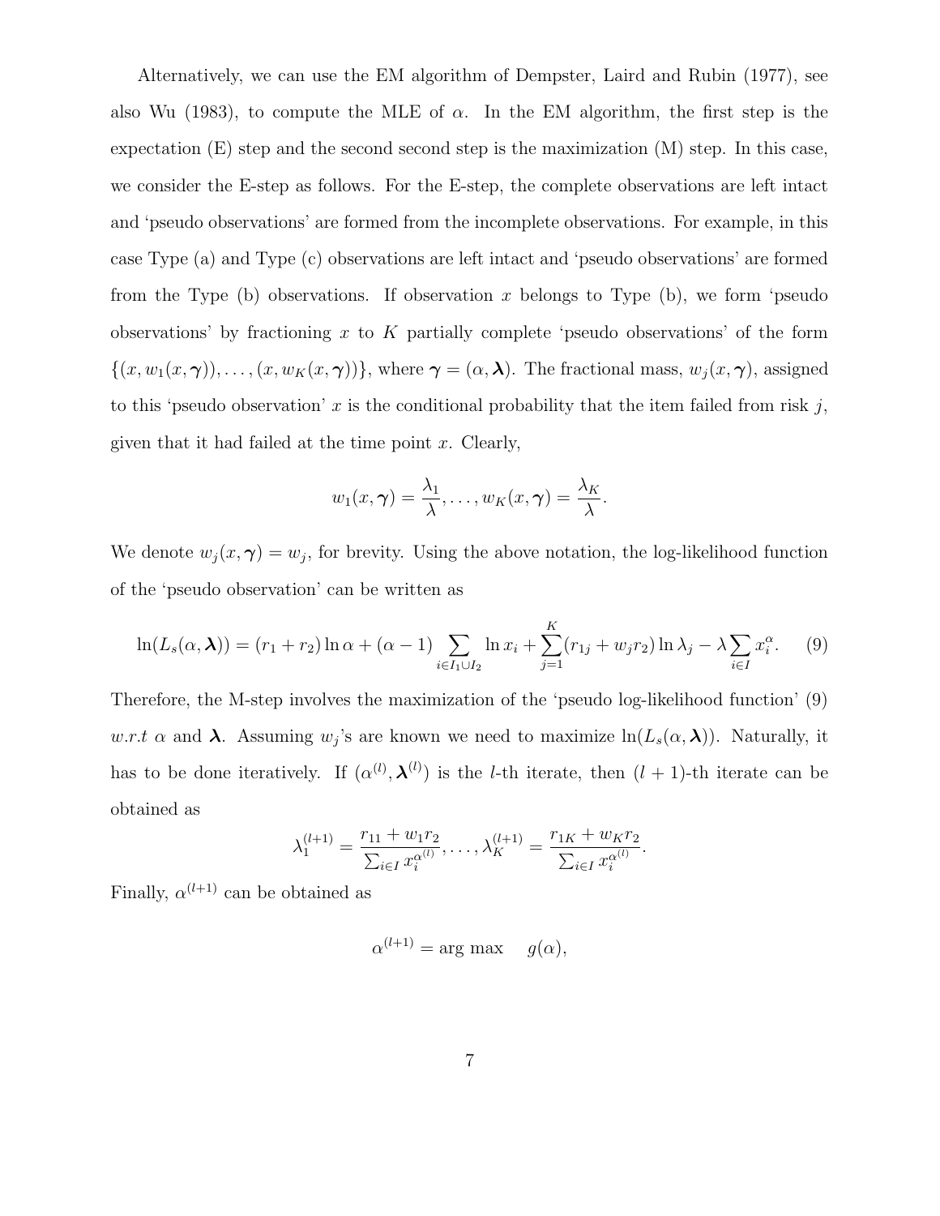Alternatively, we can use the EM algorithm of Dempster, Laird and Rubin (1977), see also Wu (1983), to compute the MLE of $\alpha$. In the EM algorithm, the first step is the expectation (E) step and the second second step is the maximization (M) step. In this case, we consider the E-step as follows. For the E-step, the complete observations are left intact and 'pseudo observations' are formed from the incomplete observations. For example, in this case Type (a) and Type (c) observations are left intact and 'pseudo observations' are formed from the Type (b) observations. If observation $x$ belongs to Type (b), we form 'pseudo observations' by fractioning $x$ to $K$ partially complete 'pseudo observations' of the form $\{(x, w_1(x, \boldsymbol{\gamma})), \ldots, (x, w_K(x, \boldsymbol{\gamma}))\}$, where $\boldsymbol{\gamma} = (\alpha, \boldsymbol{\lambda})$. The fractional mass, $w_j(x, \boldsymbol{\gamma})$, assigned to this 'pseudo observation' $x$ is the conditional probability that the item failed from risk $j$, given that it had failed at the time point $x$. Clearly,

$$w_1(x, \boldsymbol{\gamma}) = \frac{\lambda_1}{\lambda}, \ldots, w_K(x, \boldsymbol{\gamma}) = \frac{\lambda_K}{\lambda}.$$

We denote $w_j(x, \boldsymbol{\gamma}) = w_j$, for brevity. Using the above notation, the log-likelihood function of the 'pseudo observation' can be written as

$$\ln(L_s(\alpha, \boldsymbol{\lambda})) = (r_1 + r_2) \ln \alpha + (\alpha - 1) \sum_{i \in I_1 \cup I_2} \ln x_i + \sum_{j=1}^{K} (r_{1j} + w_j r_2) \ln \lambda_j - \lambda \sum_{i \in I} x_i^{\alpha}. \quad (9)$$

Therefore, the M-step involves the maximization of the 'pseudo log-likelihood function' (9) *w.r.t* $\alpha$ and $\boldsymbol{\lambda}$. Assuming $w_j$'s are known we need to maximize $\ln(L_s(\alpha, \boldsymbol{\lambda}))$. Naturally, it has to be done iteratively. If $(\alpha^{(l)}, \boldsymbol{\lambda}^{(l)})$ is the $l$-th iterate, then $(l+1)$-th iterate can be obtained as

$$\lambda_1^{(l+1)} = \frac{r_{11} + w_1 r_2}{\sum_{i \in I} x_i^{\alpha^{(l)}}}, \ldots, \lambda_K^{(l+1)} = \frac{r_{1K} + w_K r_2}{\sum_{i \in I} x_i^{\alpha^{(l)}}}.$$

Finally, $\alpha^{(l+1)}$ can be obtained as

$$\alpha^{(l+1)} = \arg\max \quad g(\alpha),$$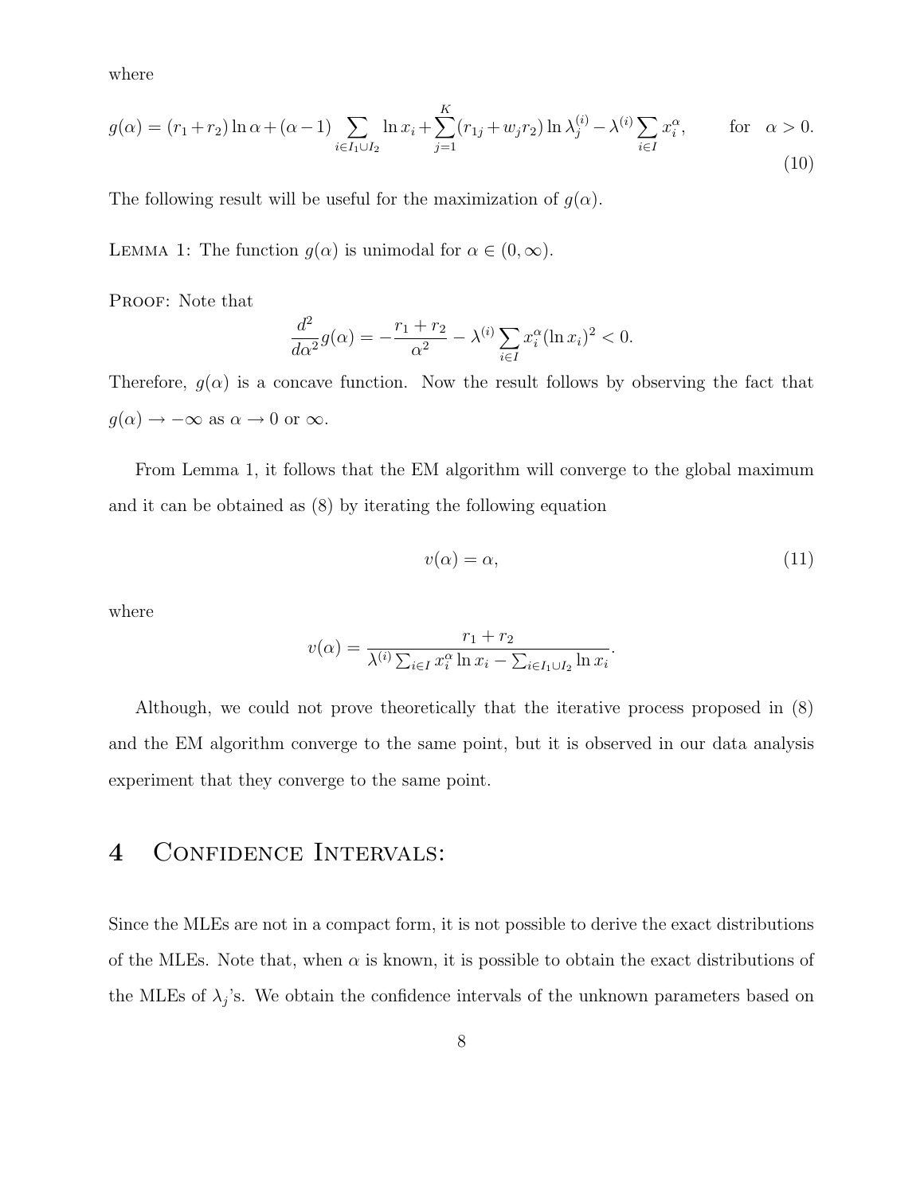where

$$g(\alpha) = (r_1 + r_2)\ln\alpha + (\alpha - 1)\sum_{i \in I_1 \cup I_2} \ln x_i + \sum_{j=1}^{K}(r_{1j} + w_j r_2)\ln\lambda_j^{(i)} - \lambda^{(i)}\sum_{i \in I} x_i^{\alpha}, \qquad \text{for} \quad \alpha > 0. \tag{10}$$

The following result will be useful for the maximization of $g(\alpha)$.

Lemma 1: The function $g(\alpha)$ is unimodal for $\alpha \in (0, \infty)$.

Proof: Note that

$$\frac{d^2}{d\alpha^2}g(\alpha) = -\frac{r_1 + r_2}{\alpha^2} - \lambda^{(i)}\sum_{i \in I} x_i^{\alpha}(\ln x_i)^2 < 0.$$

Therefore, $g(\alpha)$ is a concave function. Now the result follows by observing the fact that $g(\alpha) \to -\infty$ as $\alpha \to 0$ or $\infty$.

From Lemma 1, it follows that the EM algorithm will converge to the global maximum and it can be obtained as (8) by iterating the following equation

$$v(\alpha) = \alpha, \tag{11}$$

where

$$v(\alpha) = \frac{r_1 + r_2}{\lambda^{(i)}\sum_{i \in I} x_i^{\alpha}\ln x_i - \sum_{i \in I_1 \cup I_2}\ln x_i}.$$

Although, we could not prove theoretically that the iterative process proposed in (8) and the EM algorithm converge to the same point, but it is observed in our data analysis experiment that they converge to the same point.

# 4 Confidence Intervals:

Since the MLEs are not in a compact form, it is not possible to derive the exact distributions of the MLEs. Note that, when $\alpha$ is known, it is possible to obtain the exact distributions of the MLEs of $\lambda_j$'s. We obtain the confidence intervals of the unknown parameters based on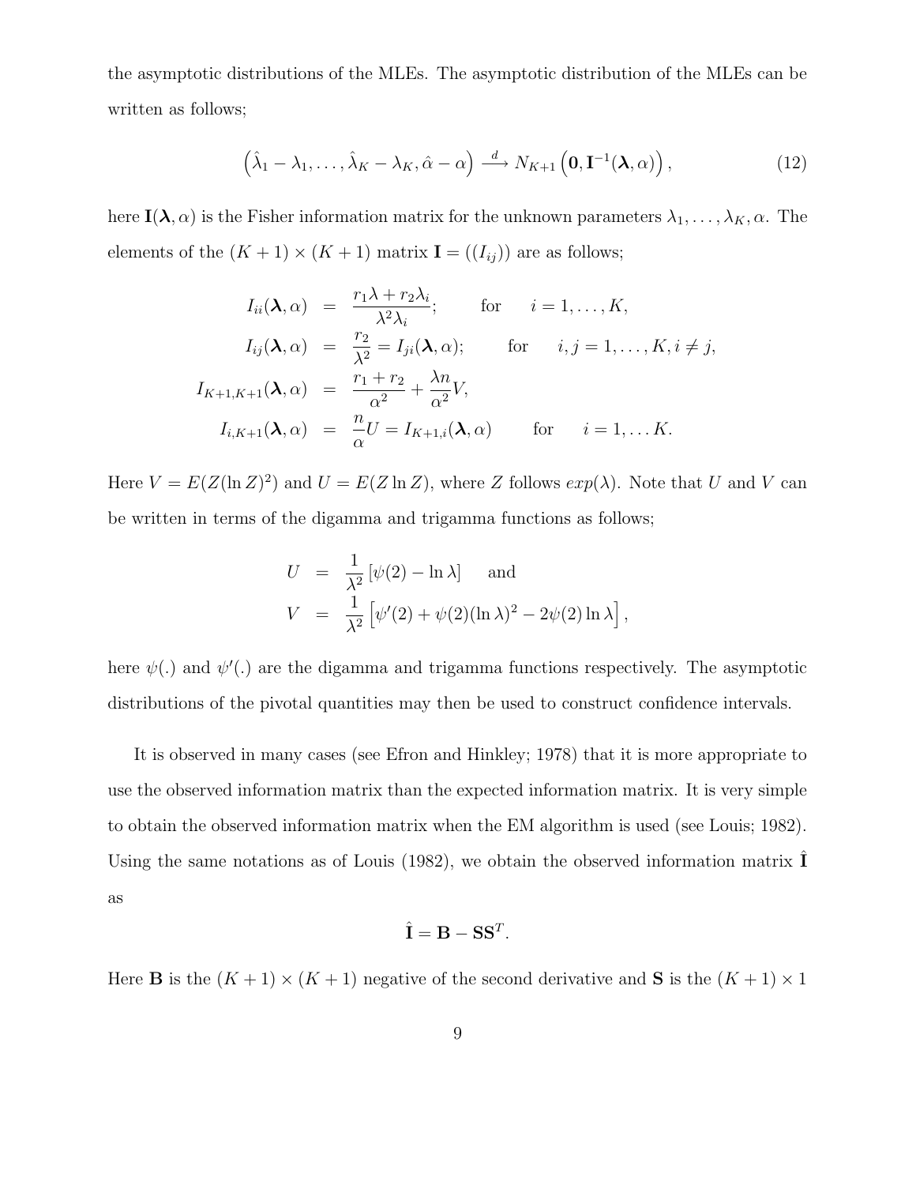the asymptotic distributions of the MLEs. The asymptotic distribution of the MLEs can be written as follows;

$$\left(\hat{\lambda}_1 - \lambda_1, \ldots, \hat{\lambda}_K - \lambda_K, \hat{\alpha} - \alpha\right) \xrightarrow{d} N_{K+1}\left(\mathbf{0}, \mathbf{I}^{-1}(\boldsymbol{\lambda}, \alpha)\right), \tag{12}$$

here $\mathbf{I}(\boldsymbol{\lambda}, \alpha)$ is the Fisher information matrix for the unknown parameters $\lambda_1, \ldots, \lambda_K, \alpha$. The elements of the $(K+1) \times (K+1)$ matrix $\mathbf{I} = ((I_{ij}))$ are as follows;

$$\begin{aligned}
I_{ii}(\boldsymbol{\lambda}, \alpha) &= \frac{r_1\lambda + r_2\lambda_i}{\lambda^2 \lambda_i}; \qquad \text{for} \qquad i = 1, \ldots, K, \\
I_{ij}(\boldsymbol{\lambda}, \alpha) &= \frac{r_2}{\lambda^2} = I_{ji}(\boldsymbol{\lambda}, \alpha); \qquad \text{for} \qquad i, j = 1, \ldots, K, i \neq j, \\
I_{K+1,K+1}(\boldsymbol{\lambda}, \alpha) &= \frac{r_1 + r_2}{\alpha^2} + \frac{\lambda n}{\alpha^2} V, \\
I_{i,K+1}(\boldsymbol{\lambda}, \alpha) &= \frac{n}{\alpha} U = I_{K+1,i}(\boldsymbol{\lambda}, \alpha) \qquad \text{for} \qquad i = 1, \ldots K.
\end{aligned}$$

Here $V = E(Z(\ln Z)^2)$ and $U = E(Z \ln Z)$, where $Z$ follows $exp(\lambda)$. Note that $U$ and $V$ can be written in terms of the digamma and trigamma functions as follows;

$$\begin{aligned}
U &= \frac{1}{\lambda^2}\left[\psi(2) - \ln \lambda\right] \qquad \text{and} \\
V &= \frac{1}{\lambda^2}\left[\psi'(2) + \psi(2)(\ln \lambda)^2 - 2\psi(2)\ln \lambda\right],
\end{aligned}$$

here $\psi(.)$ and $\psi'(.)$ are the digamma and trigamma functions respectively. The asymptotic distributions of the pivotal quantities may then be used to construct confidence intervals.

It is observed in many cases (see Efron and Hinkley; 1978) that it is more appropriate to use the observed information matrix than the expected information matrix. It is very simple to obtain the observed information matrix when the EM algorithm is used (see Louis; 1982). Using the same notations as of Louis (1982), we obtain the observed information matrix $\hat{\mathbf{I}}$ as

$$\hat{\mathbf{I}} = \mathbf{B} - \mathbf{S}\mathbf{S}^T.$$

Here $\mathbf{B}$ is the $(K+1) \times (K+1)$ negative of the second derivative and $\mathbf{S}$ is the $(K+1) \times 1$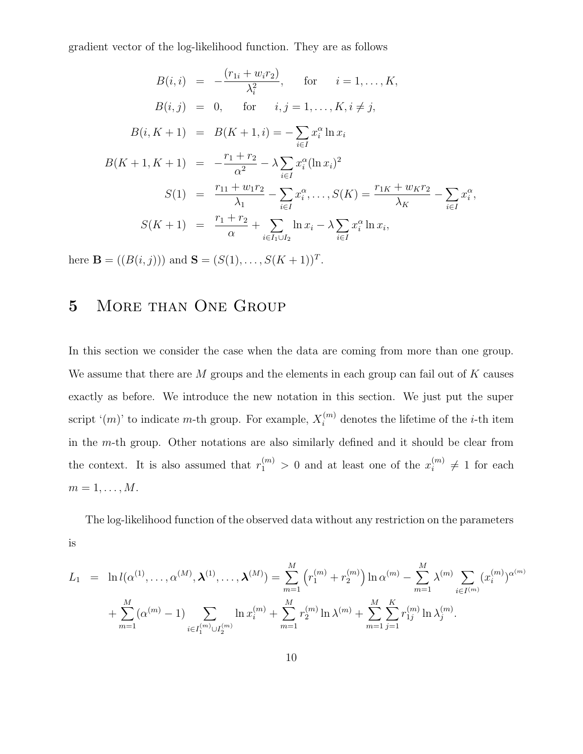gradient vector of the log-likelihood function. They are as follows

$$
\begin{aligned}
B(i,i) &= -\frac{(r_{1i} + w_i r_2)}{\lambda_i^2}, \qquad \text{for} \qquad i = 1, \ldots, K, \\
B(i,j) &= 0, \qquad \text{for} \qquad i,j = 1, \ldots, K, i \neq j, \\
B(i, K+1) &= B(K+1, i) = -\sum_{i \in I} x_i^{\alpha} \ln x_i \\
B(K+1, K+1) &= -\frac{r_1 + r_2}{\alpha^2} - \lambda \sum_{i \in I} x_i^{\alpha} (\ln x_i)^2 \\
S(1) &= \frac{r_{11} + w_1 r_2}{\lambda_1} - \sum_{i \in I} x_i^{\alpha}, \ldots, S(K) = \frac{r_{1K} + w_K r_2}{\lambda_K} - \sum_{i \in I} x_i^{\alpha}, \\
S(K+1) &= \frac{r_1 + r_2}{\alpha} + \sum_{i \in I_1 \cup I_2} \ln x_i - \lambda \sum_{i \in I} x_i^{\alpha} \ln x_i,
\end{aligned}
$$

here $\mathbf{B} = ((B(i,j)))$ and $\mathbf{S} = (S(1), \ldots, S(K+1))^T$.

# 5 More than One Group

In this section we consider the case when the data are coming from more than one group. We assume that there are $M$ groups and the elements in each group can fail out of $K$ causes exactly as before. We introduce the new notation in this section. We just put the super script '$(m)$' to indicate $m$-th group. For example, $X_i^{(m)}$ denotes the lifetime of the $i$-th item in the $m$-th group. Other notations are also similarly defined and it should be clear from the context. It is also assumed that $r_1^{(m)} > 0$ and at least one of the $x_i^{(m)} \neq 1$ for each $m = 1, \ldots, M$.

The log-likelihood function of the observed data without any restriction on the parameters is

$$
\begin{aligned}
L_1 &= \ln l(\alpha^{(1)}, \ldots, \alpha^{(M)}, \boldsymbol{\lambda}^{(1)}, \ldots, \boldsymbol{\lambda}^{(M)}) = \sum_{m=1}^{M} \left( r_1^{(m)} + r_2^{(m)} \right) \ln \alpha^{(m)} - \sum_{m=1}^{M} \lambda^{(m)} \sum_{i \in I^{(m)}} (x_i^{(m)})^{\alpha^{(m)}} \\
&+ \sum_{m=1}^{M} (\alpha^{(m)} - 1) \sum_{i \in I_1^{(m)} \cup I_2^{(m)}} \ln x_i^{(m)} + \sum_{m=1}^{M} r_2^{(m)} \ln \lambda^{(m)} + \sum_{m=1}^{M} \sum_{j=1}^{K} r_{1j}^{(m)} \ln \lambda_j^{(m)}.
\end{aligned}
$$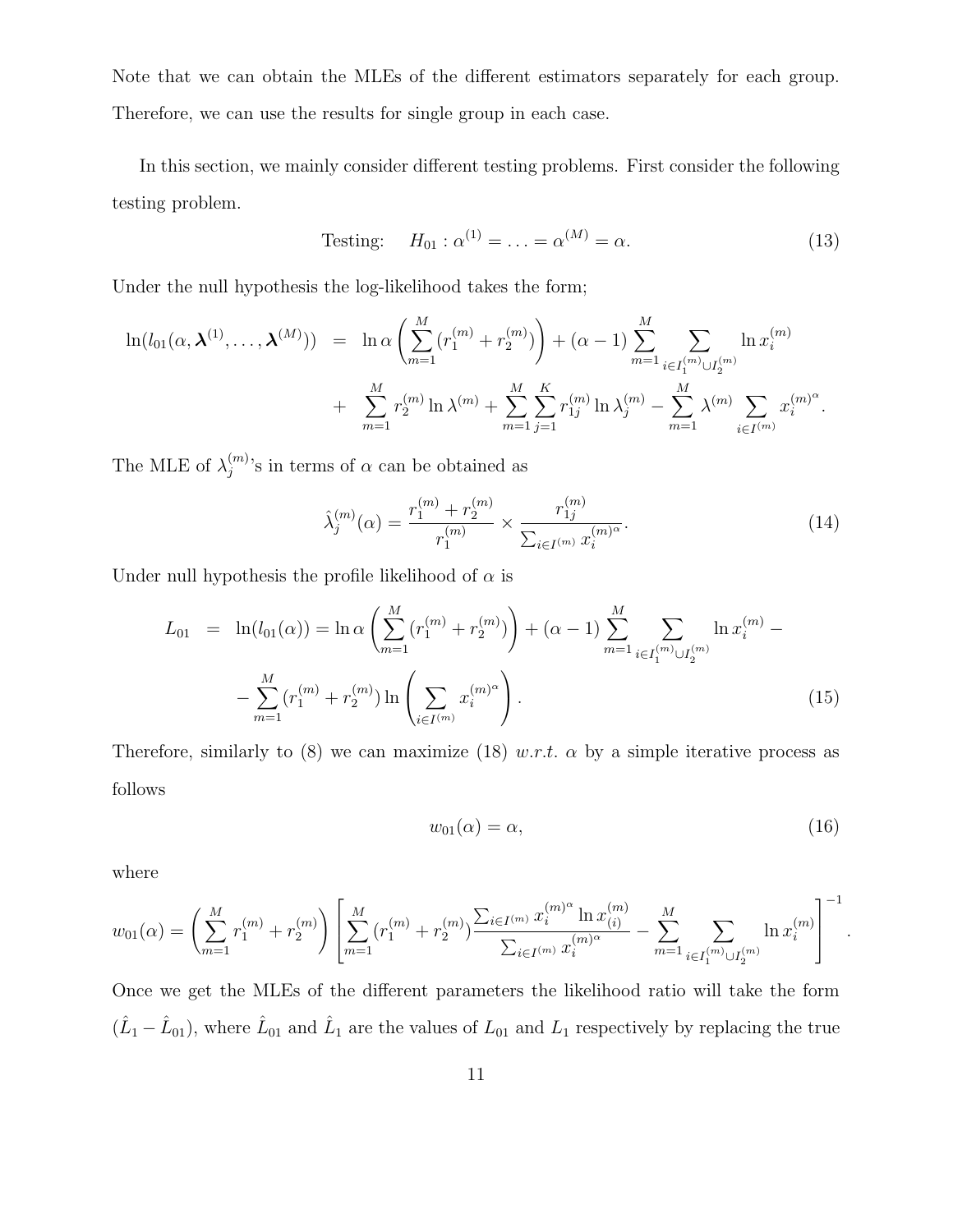Note that we can obtain the MLEs of the different estimators separately for each group. Therefore, we can use the results for single group in each case.

In this section, we mainly consider different testing problems. First consider the following testing problem.

$$\text{Testing:} \quad H_{01} : \alpha^{(1)} = \ldots = \alpha^{(M)} = \alpha. \tag{13}$$

Under the null hypothesis the log-likelihood takes the form;

$$\begin{aligned}
\ln(l_{01}(\alpha, \boldsymbol{\lambda}^{(1)}, \ldots, \boldsymbol{\lambda}^{(M)})) &= \ln \alpha \left( \sum_{m=1}^{M} (r_1^{(m)} + r_2^{(m)}) \right) + (\alpha - 1) \sum_{m=1}^{M} \sum_{i \in I_1^{(m)} \cup I_2^{(m)}} \ln x_i^{(m)} \\
&+ \sum_{m=1}^{M} r_2^{(m)} \ln \lambda^{(m)} + \sum_{m=1}^{M} \sum_{j=1}^{K} r_{1j}^{(m)} \ln \lambda_j^{(m)} - \sum_{m=1}^{M} \lambda^{(m)} \sum_{i \in I^{(m)}} x_i^{(m)^\alpha}.
\end{aligned}$$

The MLE of $\lambda_j^{(m)}$'s in terms of $\alpha$ can be obtained as

$$\hat{\lambda}_j^{(m)}(\alpha) = \frac{r_1^{(m)} + r_2^{(m)}}{r_1^{(m)}} \times \frac{r_{1j}^{(m)}}{\sum_{i \in I^{(m)}} x_i^{(m)^\alpha}}. \tag{14}$$

Under null hypothesis the profile likelihood of $\alpha$ is

$$\begin{aligned}
L_{01} &= \ln(l_{01}(\alpha)) = \ln \alpha \left( \sum_{m=1}^{M} (r_1^{(m)} + r_2^{(m)}) \right) + (\alpha - 1) \sum_{m=1}^{M} \sum_{i \in I_1^{(m)} \cup I_2^{(m)}} \ln x_i^{(m)} - \\
&- \sum_{m=1}^{M} (r_1^{(m)} + r_2^{(m)}) \ln \left( \sum_{i \in I^{(m)}} x_i^{(m)^\alpha} \right). \qquad (15)
\end{aligned}$$

Therefore, similarly to (8) we can maximize (18) *w.r.t.* $\alpha$ by a simple iterative process as follows

$$w_{01}(\alpha) = \alpha, \tag{16}$$

where

$$w_{01}(\alpha) = \left( \sum_{m=1}^{M} r_1^{(m)} + r_2^{(m)} \right) \left[ \sum_{m=1}^{M} (r_1^{(m)} + r_2^{(m)}) \frac{\sum_{i \in I^{(m)}} x_i^{(m)^\alpha} \ln x_{(i)}^{(m)}}{\sum_{i \in I^{(m)}} x_i^{(m)^\alpha}} - \sum_{m=1}^{M} \sum_{i \in I_1^{(m)} \cup I_2^{(m)}} \ln x_i^{(m)} \right]^{-1}.$$

Once we get the MLEs of the different parameters the likelihood ratio will take the form $(\hat{L}_1 - \hat{L}_{01})$, where $\hat{L}_{01}$ and $\hat{L}_1$ are the values of $L_{01}$ and $L_1$ respectively by replacing the true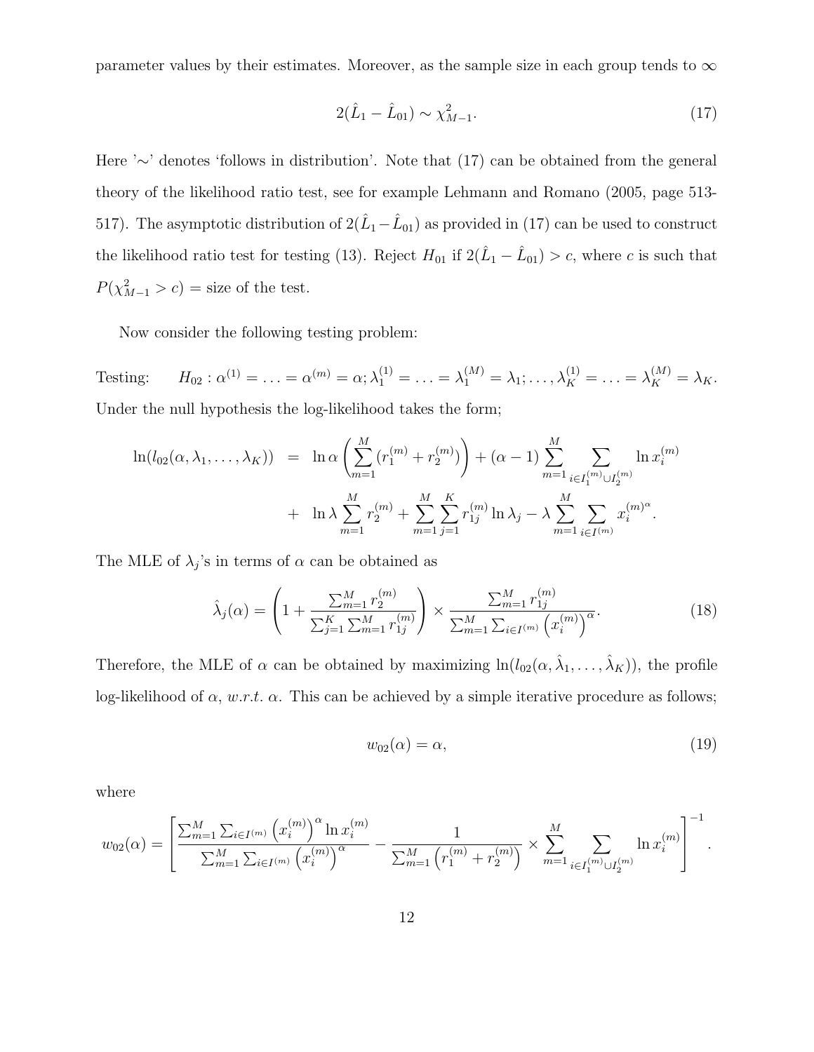parameter values by their estimates. Moreover, as the sample size in each group tends to $\infty$

$$
2(\hat{L}_1 - \hat{L}_{01}) \sim \chi^2_{M-1}. \tag{17}
$$

Here '$\sim$' denotes 'follows in distribution'. Note that (17) can be obtained from the general theory of the likelihood ratio test, see for example Lehmann and Romano (2005, page 513-517). The asymptotic distribution of $2(\hat{L}_1 - \hat{L}_{01})$ as provided in (17) can be used to construct the likelihood ratio test for testing (13). Reject $H_{01}$ if $2(\hat{L}_1 - \hat{L}_{01}) > c$, where $c$ is such that $P(\chi^2_{M-1} > c) =$ size of the test.

Now consider the following testing problem:

Testing: $\quad H_{02} : \alpha^{(1)} = \ldots = \alpha^{(m)} = \alpha; \lambda_1^{(1)} = \ldots = \lambda_1^{(M)} = \lambda_1; \ldots, \lambda_K^{(1)} = \ldots = \lambda_K^{(M)} = \lambda_K.$

Under the null hypothesis the log-likelihood takes the form;

$$
\begin{aligned}
\ln(l_{02}(\alpha, \lambda_1, \ldots, \lambda_K)) &= \ln \alpha \left( \sum_{m=1}^{M} (r_1^{(m)} + r_2^{(m)}) \right) + (\alpha - 1) \sum_{m=1}^{M} \sum_{i \in I_1^{(m)} \cup I_2^{(m)}} \ln x_i^{(m)} \\
&+ \ln \lambda \sum_{m=1}^{M} r_2^{(m)} + \sum_{m=1}^{M} \sum_{j=1}^{K} r_{1j}^{(m)} \ln \lambda_j - \lambda \sum_{m=1}^{M} \sum_{i \in I^{(m)}} x_i^{(m)\alpha}.
\end{aligned}
$$

The MLE of $\lambda_j$'s in terms of $\alpha$ can be obtained as

$$
\hat{\lambda}_j(\alpha) = \left( 1 + \frac{\sum_{m=1}^{M} r_2^{(m)}}{\sum_{j=1}^{K} \sum_{m=1}^{M} r_{1j}^{(m)}} \right) \times \frac{\sum_{m=1}^{M} r_{1j}^{(m)}}{\sum_{m=1}^{M} \sum_{i \in I^{(m)}} \left( x_i^{(m)} \right)^{\alpha}}. \tag{18}
$$

Therefore, the MLE of $\alpha$ can be obtained by maximizing $\ln(l_{02}(\alpha, \hat{\lambda}_1, \ldots, \hat{\lambda}_K))$, the profile log-likelihood of $\alpha$, *w.r.t.* $\alpha$. This can be achieved by a simple iterative procedure as follows;

$$
w_{02}(\alpha) = \alpha, \tag{19}
$$

where

$$
w_{02}(\alpha) = \left[ \frac{\sum_{m=1}^{M} \sum_{i \in I^{(m)}} \left( x_i^{(m)} \right)^{\alpha} \ln x_i^{(m)}}{\sum_{m=1}^{M} \sum_{i \in I^{(m)}} \left( x_i^{(m)} \right)^{\alpha}} - \frac{1}{\sum_{m=1}^{M} \left( r_1^{(m)} + r_2^{(m)} \right)} \times \sum_{m=1}^{M} \sum_{i \in I_1^{(m)} \cup I_2^{(m)}} \ln x_i^{(m)} \right]^{-1}.
$$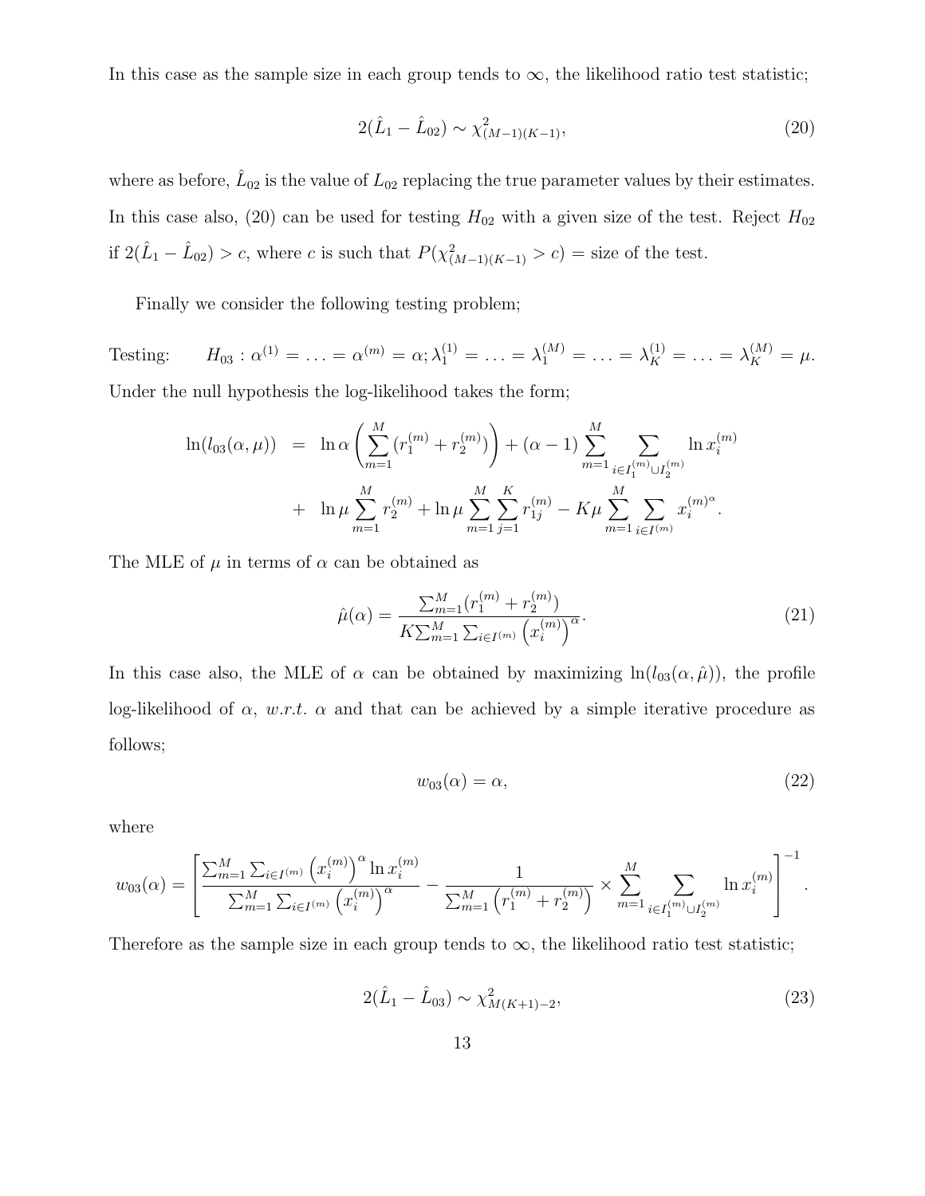In this case as the sample size in each group tends to $\infty$, the likelihood ratio test statistic;

$$2(\hat{L}_1 - \hat{L}_{02}) \sim \chi^2_{(M-1)(K-1)}, \tag{20}$$

where as before, $\hat{L}_{02}$ is the value of $L_{02}$ replacing the true parameter values by their estimates. In this case also, (20) can be used for testing $H_{02}$ with a given size of the test. Reject $H_{02}$ if $2(\hat{L}_1 - \hat{L}_{02}) > c$, where $c$ is such that $P(\chi^2_{(M-1)(K-1)} > c) =$ size of the test.

Finally we consider the following testing problem;

Testing: $\quad H_{03} : \alpha^{(1)} = \ldots = \alpha^{(m)} = \alpha; \lambda_1^{(1)} = \ldots = \lambda_1^{(M)} = \ldots = \lambda_K^{(1)} = \ldots = \lambda_K^{(M)} = \mu.$

Under the null hypothesis the log-likelihood takes the form;

$$\begin{aligned} \ln(l_{03}(\alpha, \mu)) &= \ln \alpha \left( \sum_{m=1}^{M} (r_1^{(m)} + r_2^{(m)}) \right) + (\alpha - 1) \sum_{m=1}^{M} \sum_{i \in I_1^{(m)} \cup I_2^{(m)}} \ln x_i^{(m)} \\ &+ \ln \mu \sum_{m=1}^{M} r_2^{(m)} + \ln \mu \sum_{m=1}^{M} \sum_{j=1}^{K} r_{1j}^{(m)} - K\mu \sum_{m=1}^{M} \sum_{i \in I^{(m)}} x_i^{(m)^{\alpha}}. \end{aligned}$$

The MLE of $\mu$ in terms of $\alpha$ can be obtained as

$$\hat{\mu}(\alpha) = \frac{\sum_{m=1}^{M} (r_1^{(m)} + r_2^{(m)})}{K \sum_{m=1}^{M} \sum_{i \in I^{(m)}} \left( x_i^{(m)} \right)^{\alpha}}. \tag{21}$$

In this case also, the MLE of $\alpha$ can be obtained by maximizing $\ln(l_{03}(\alpha, \hat{\mu}))$, the profile log-likelihood of $\alpha$, *w.r.t.* $\alpha$ and that can be achieved by a simple iterative procedure as follows;

$$w_{03}(\alpha) = \alpha, \tag{22}$$

where

$$w_{03}(\alpha) = \left[ \frac{\sum_{m=1}^{M} \sum_{i \in I^{(m)}} \left( x_i^{(m)} \right)^{\alpha} \ln x_i^{(m)}}{\sum_{m=1}^{M} \sum_{i \in I^{(m)}} \left( x_i^{(m)} \right)^{\alpha}} - \frac{1}{\sum_{m=1}^{M} \left( r_1^{(m)} + r_2^{(m)} \right)} \times \sum_{m=1}^{M} \sum_{i \in I_1^{(m)} \cup I_2^{(m)}} \ln x_i^{(m)} \right]^{-1}.$$

Therefore as the sample size in each group tends to $\infty$, the likelihood ratio test statistic;

$$2(\hat{L}_1 - \hat{L}_{03}) \sim \chi^2_{M(K+1)-2}, \tag{23}$$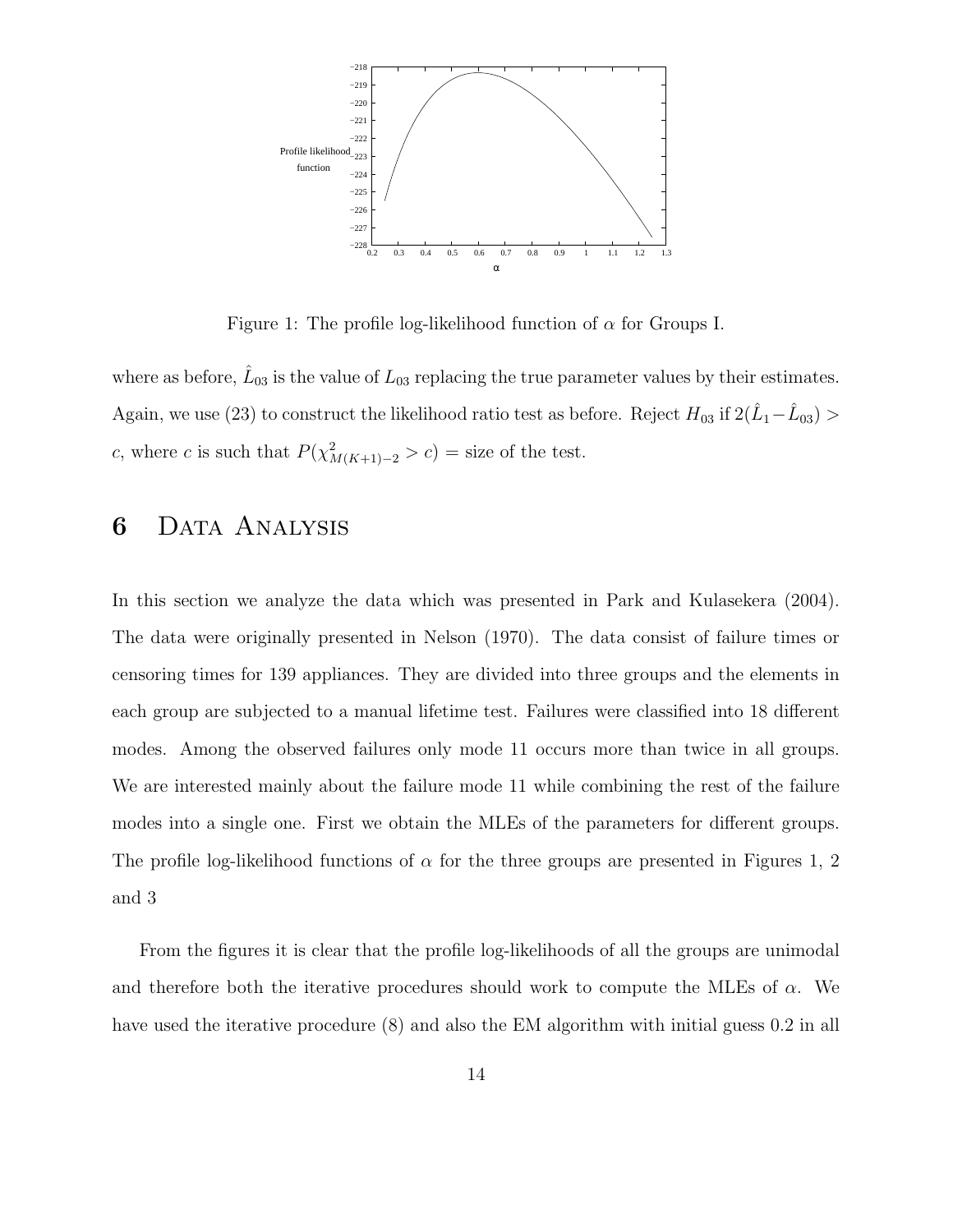−218
−219
−220
−221
−222
Profile likelihood function
−223
−224
−225
−226
−227
−228
0.2 0.3 0.4 0.5 0.6 0.7 0.8 0.9 1 1.1 1.2 1.3
α

Figure 1: The profile log-likelihood function of $\alpha$ for Groups I.

where as before, $\hat{L}_{03}$ is the value of $L_{03}$ replacing the true parameter values by their estimates. Again, we use (23) to construct the likelihood ratio test as before. Reject $H_{03}$ if $2(\hat{L}_1 - \hat{L}_{03}) > c$, where $c$ is such that $P(\chi^2_{M(K+1)-2} > c) =$ size of the test.

## 6 Data Analysis

In this section we analyze the data which was presented in Park and Kulasekera (2004). The data were originally presented in Nelson (1970). The data consist of failure times or censoring times for 139 appliances. They are divided into three groups and the elements in each group are subjected to a manual lifetime test. Failures were classified into 18 different modes. Among the observed failures only mode 11 occurs more than twice in all groups. We are interested mainly about the failure mode 11 while combining the rest of the failure modes into a single one. First we obtain the MLEs of the parameters for different groups. The profile log-likelihood functions of $\alpha$ for the three groups are presented in Figures 1, 2 and 3

From the figures it is clear that the profile log-likelihoods of all the groups are unimodal and therefore both the iterative procedures should work to compute the MLEs of $\alpha$. We have used the iterative procedure (8) and also the EM algorithm with initial guess 0.2 in all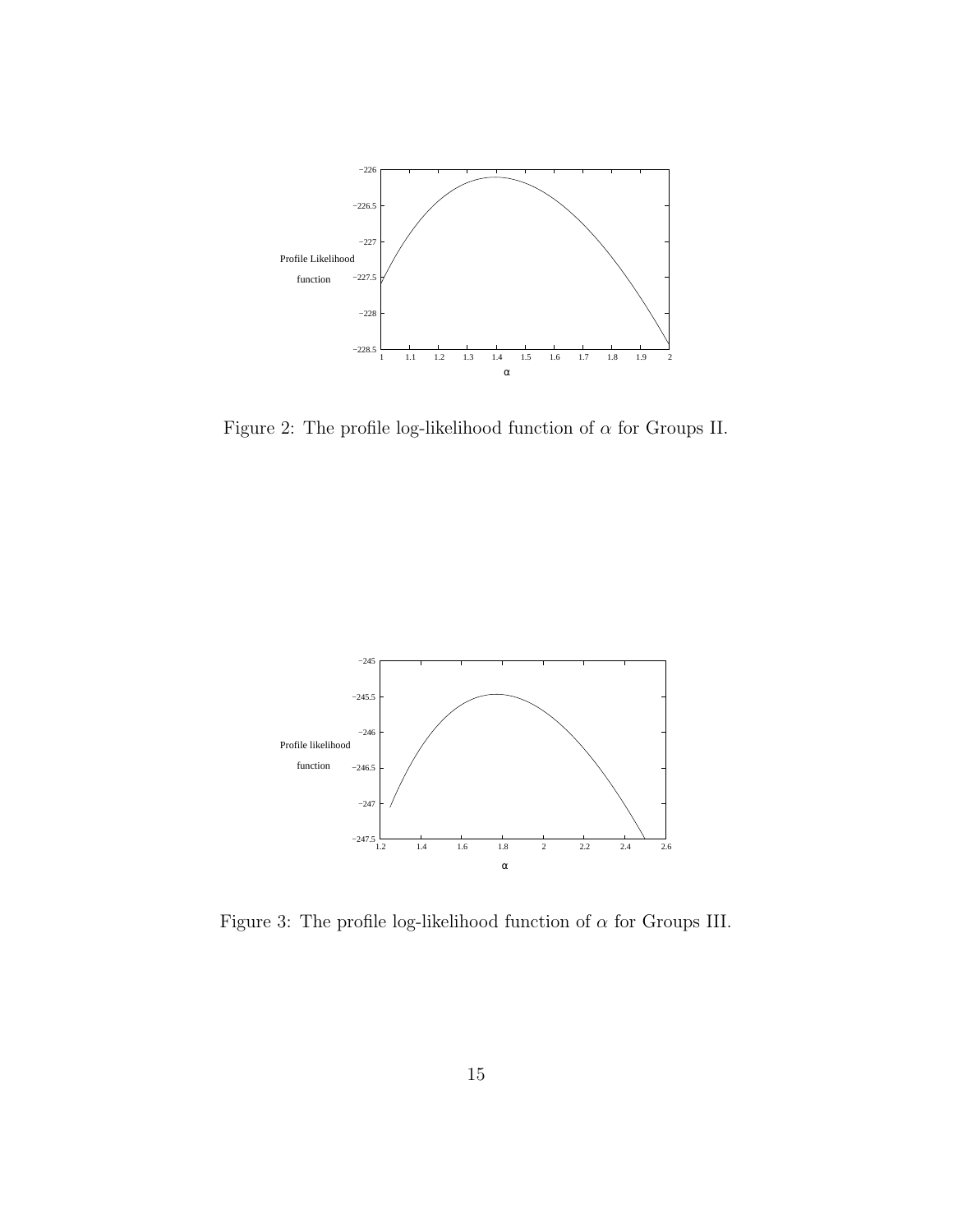−226

−226.5

−227

Profile Likelihood function

−227.5

−228

−228.5

1 1.1 1.2 1.3 1.4 1.5 1.6 1.7 1.8 1.9 2

α

Figure 2: The profile log-likelihood function of $\alpha$ for Groups II.

−245

−245.5

−246

Profile likelihood function

−246.5

−247

−247.5

1.2 1.4 1.6 1.8 2 2.2 2.4 2.6

α

Figure 3: The profile log-likelihood function of $\alpha$ for Groups III.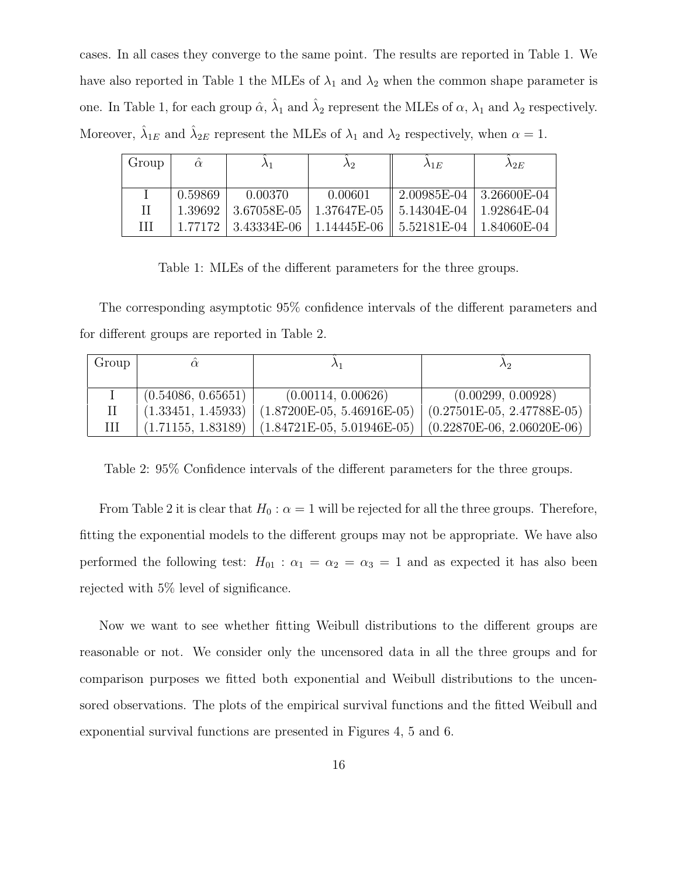cases. In all cases they converge to the same point. The results are reported in Table 1. We have also reported in Table 1 the MLEs of $\lambda_1$ and $\lambda_2$ when the common shape parameter is one. In Table 1, for each group $\hat{\alpha}$, $\hat{\lambda}_1$ and $\hat{\lambda}_2$ represent the MLEs of $\alpha$, $\lambda_1$ and $\lambda_2$ respectively. Moreover, $\hat{\lambda}_{1E}$ and $\hat{\lambda}_{2E}$ represent the MLEs of $\lambda_1$ and $\lambda_2$ respectively, when $\alpha = 1$.

| Group | $\hat{\alpha}$ | $\hat{\lambda}_1$ | $\hat{\lambda}_2$ | $\hat{\lambda}_{1E}$ | $\hat{\lambda}_{2E}$ |
|---|---|---|---|---|---|
| I | 0.59869 | 0.00370 | 0.00601 | 2.00985E-04 | 3.26600E-04 |
| II | 1.39692 | 3.67058E-05 | 1.37647E-05 | 5.14304E-04 | 1.92864E-04 |
| III | 1.77172 | 3.43334E-06 | 1.14445E-06 | 5.52181E-04 | 1.84060E-04 |

Table 1: MLEs of the different parameters for the three groups.

The corresponding asymptotic 95% confidence intervals of the different parameters and for different groups are reported in Table 2.

| Group | $\hat{\alpha}$ | $\hat{\lambda}_1$ | $\hat{\lambda}_2$ |
|---|---|---|---|
| I | (0.54086, 0.65651) | (0.00114, 0.00626) | (0.00299, 0.00928) |
| II | (1.33451, 1.45933) | (1.87200E-05, 5.46916E-05) | (0.27501E-05, 2.47788E-05) |
| III | (1.71155, 1.83189) | (1.84721E-05, 5.01946E-05) | (0.22870E-06, 2.06020E-06) |

Table 2: 95% Confidence intervals of the different parameters for the three groups.

From Table 2 it is clear that $H_0 : \alpha = 1$ will be rejected for all the three groups. Therefore, fitting the exponential models to the different groups may not be appropriate. We have also performed the following test: $H_{01} : \alpha_1 = \alpha_2 = \alpha_3 = 1$ and as expected it has also been rejected with 5% level of significance.

Now we want to see whether fitting Weibull distributions to the different groups are reasonable or not. We consider only the uncensored data in all the three groups and for comparison purposes we fitted both exponential and Weibull distributions to the uncensored observations. The plots of the empirical survival functions and the fitted Weibull and exponential survival functions are presented in Figures 4, 5 and 6.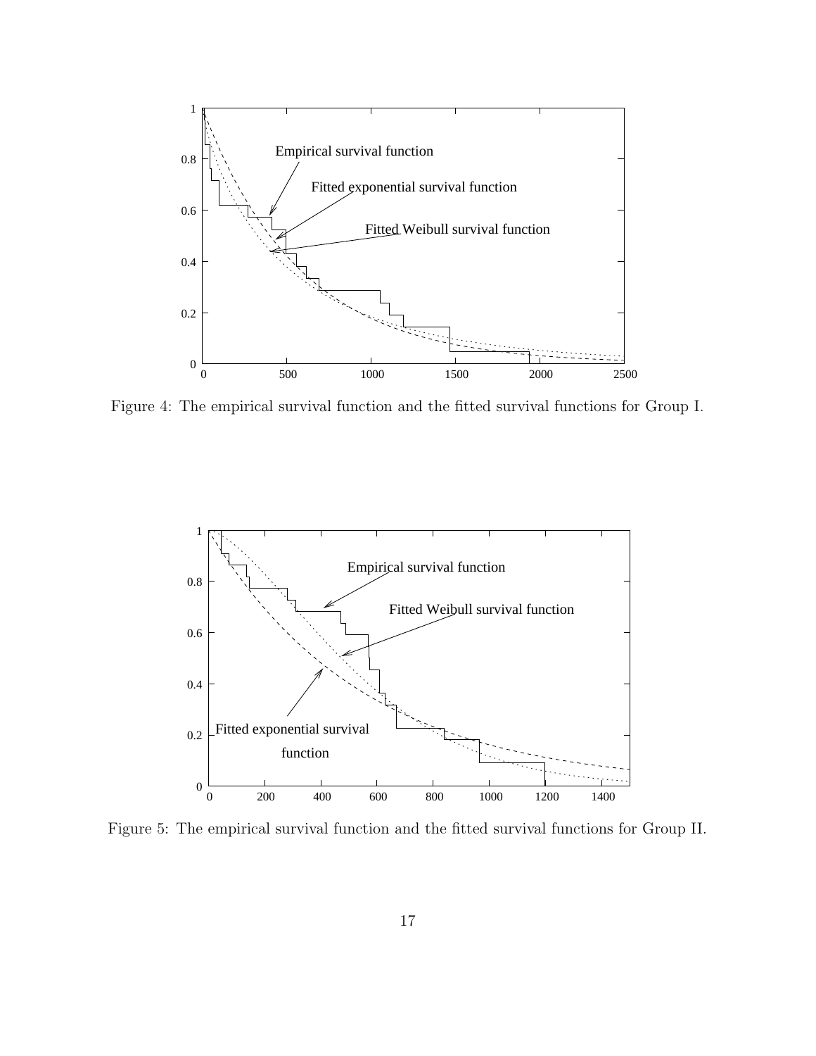1

0.8

0.6

0.4

0.2

0

0 500 1000 1500 2000 2500

Empirical survival function

Fitted exponential survival function

Fitted Weibull survival function

Figure 4: The empirical survival function and the fitted survival functions for Group I.

1

0.8

0.6

0.4

0.2

0

0 200 400 600 800 1000 1200 1400

Empirical survival function

Fitted Weibull survival function

Fitted exponential survival function

Figure 5: The empirical survival function and the fitted survival functions for Group II.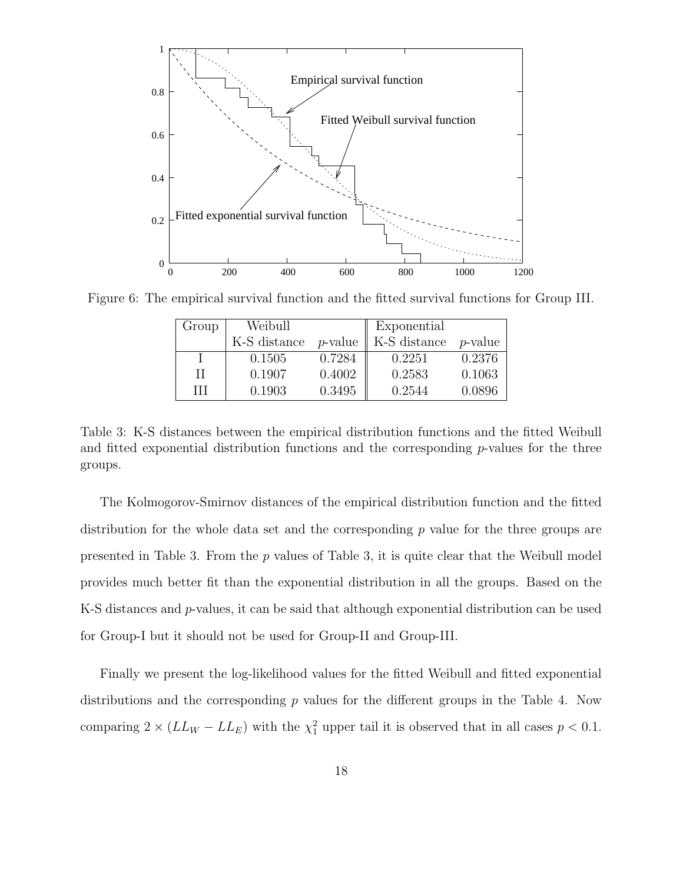1
0.8
0.6
0.4
0.2
0
0
200
400
600
800
1000
1200

Empirical survival function

Fitted Weibull survival function

Fitted exponential survival function

Figure 6: The empirical survival function and the fitted survival functions for Group III.

| Group | Weibull | | Exponential | |
|---|---|---|---|---|
| | K-S distance | $p$-value | K-S distance | $p$-value |
| I | 0.1505 | 0.7284 | 0.2251 | 0.2376 |
| II | 0.1907 | 0.4002 | 0.2583 | 0.1063 |
| III | 0.1903 | 0.3495 | 0.2544 | 0.0896 |

Table 3: K-S distances between the empirical distribution functions and the fitted Weibull and fitted exponential distribution functions and the corresponding $p$-values for the three groups.

The Kolmogorov-Smirnov distances of the empirical distribution function and the fitted distribution for the whole data set and the corresponding $p$ value for the three groups are presented in Table 3. From the $p$ values of Table 3, it is quite clear that the Weibull model provides much better fit than the exponential distribution in all the groups. Based on the K-S distances and $p$-values, it can be said that although exponential distribution can be used for Group-I but it should not be used for Group-II and Group-III.

Finally we present the log-likelihood values for the fitted Weibull and fitted exponential distributions and the corresponding $p$ values for the different groups in the Table 4. Now comparing $2 \times (LL_W - LL_E)$ with the $\chi^2_1$ upper tail it is observed that in all cases $p < 0.1$.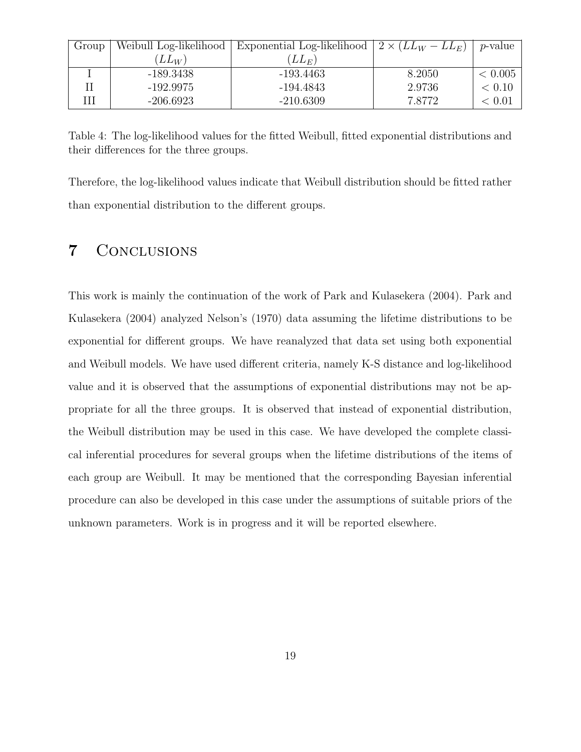| Group | Weibull Log-likelihood ($LL_W$) | Exponential Log-likelihood ($LL_E$) | $2 \times (LL_W - LL_E)$ | $p$-value |
|---|---|---|---|---|
| I | -189.3438 | -193.4463 | 8.2050 | $< 0.005$ |
| II | -192.9975 | -194.4843 | 2.9736 | $< 0.10$ |
| III | -206.6923 | -210.6309 | 7.8772 | $< 0.01$ |

Table 4: The log-likelihood values for the fitted Weibull, fitted exponential distributions and their differences for the three groups.

Therefore, the log-likelihood values indicate that Weibull distribution should be fitted rather than exponential distribution to the different groups.

# 7 Conclusions

This work is mainly the continuation of the work of Park and Kulasekera (2004). Park and Kulasekera (2004) analyzed Nelson's (1970) data assuming the lifetime distributions to be exponential for different groups. We have reanalyzed that data set using both exponential and Weibull models. We have used different criteria, namely K-S distance and log-likelihood value and it is observed that the assumptions of exponential distributions may not be appropriate for all the three groups. It is observed that instead of exponential distribution, the Weibull distribution may be used in this case. We have developed the complete classical inferential procedures for several groups when the lifetime distributions of the items of each group are Weibull. It may be mentioned that the corresponding Bayesian inferential procedure can also be developed in this case under the assumptions of suitable priors of the unknown parameters. Work is in progress and it will be reported elsewhere.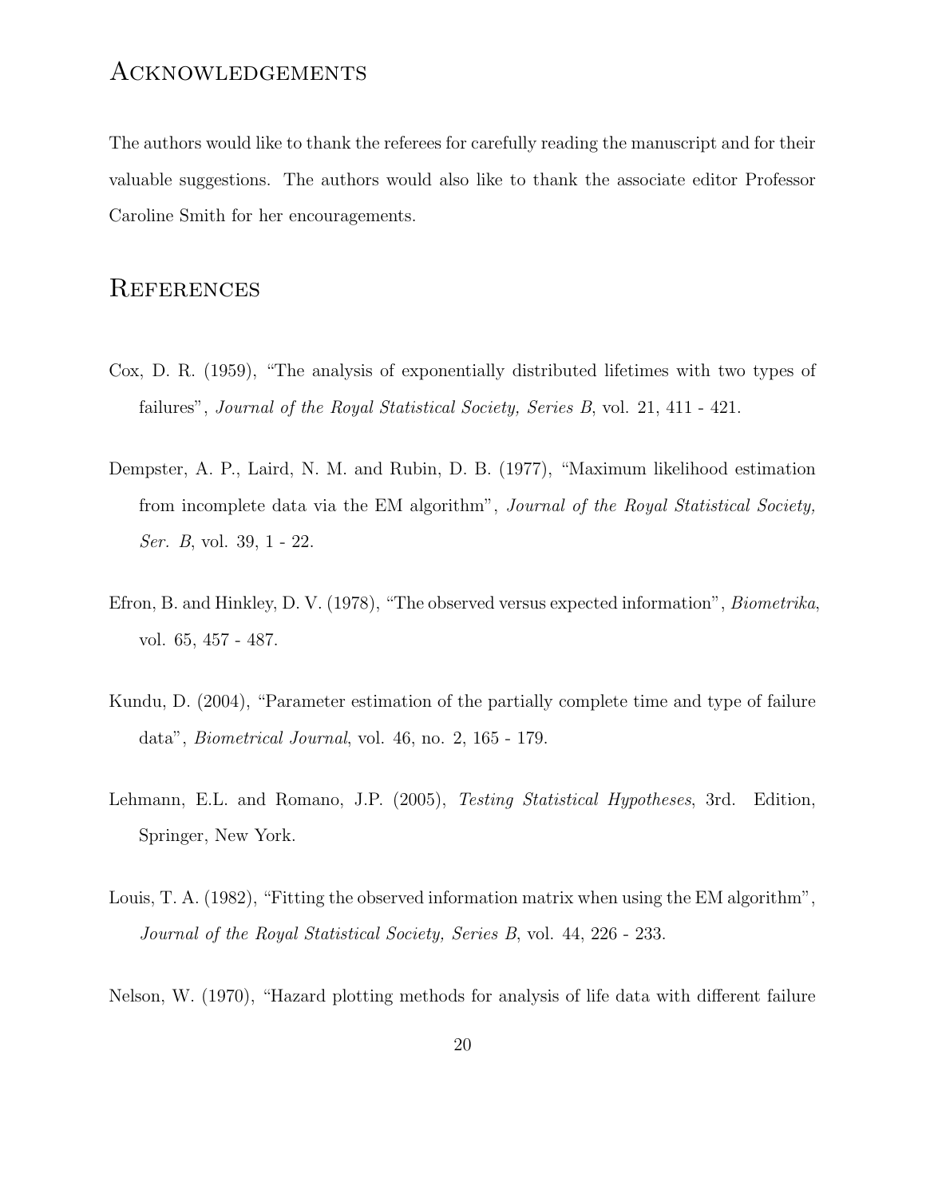## Acknowledgements

The authors would like to thank the referees for carefully reading the manuscript and for their valuable suggestions. The authors would also like to thank the associate editor Professor Caroline Smith for her encouragements.

## References

Cox, D. R. (1959), "The analysis of exponentially distributed lifetimes with two types of failures", *Journal of the Royal Statistical Society, Series B*, vol. 21, 411 - 421.

Dempster, A. P., Laird, N. M. and Rubin, D. B. (1977), "Maximum likelihood estimation from incomplete data via the EM algorithm", *Journal of the Royal Statistical Society, Ser. B*, vol. 39, 1 - 22.

Efron, B. and Hinkley, D. V. (1978), "The observed versus expected information", *Biometrika*, vol. 65, 457 - 487.

Kundu, D. (2004), "Parameter estimation of the partially complete time and type of failure data", *Biometrical Journal*, vol. 46, no. 2, 165 - 179.

Lehmann, E.L. and Romano, J.P. (2005), *Testing Statistical Hypotheses*, 3rd. Edition, Springer, New York.

Louis, T. A. (1982), "Fitting the observed information matrix when using the EM algorithm", *Journal of the Royal Statistical Society, Series B*, vol. 44, 226 - 233.

Nelson, W. (1970), "Hazard plotting methods for analysis of life data with different failure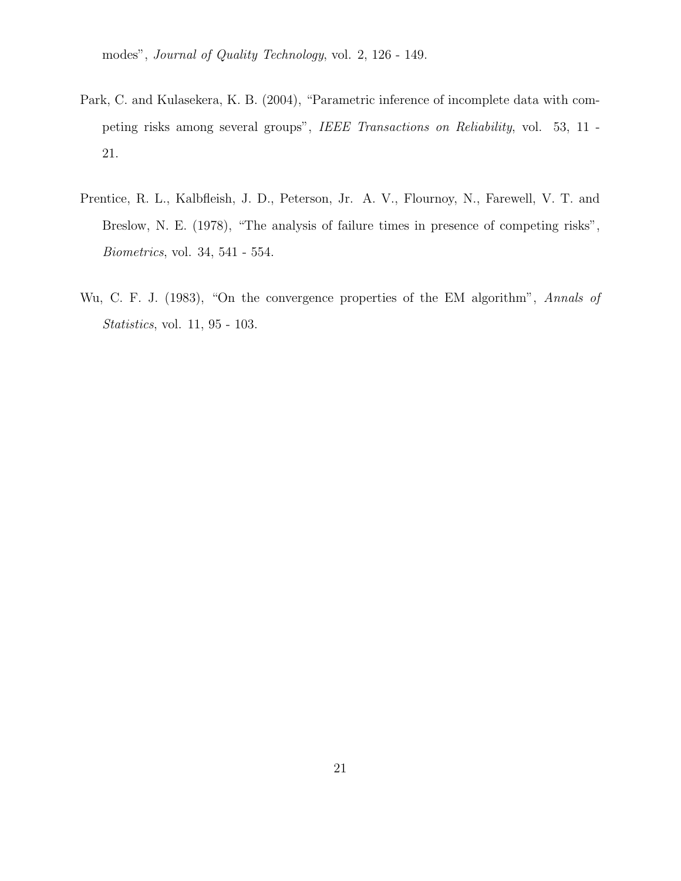modes", *Journal of Quality Technology*, vol. 2, 126 - 149.

Park, C. and Kulasekera, K. B. (2004), "Parametric inference of incomplete data with competing risks among several groups", *IEEE Transactions on Reliability*, vol. 53, 11 - 21.

Prentice, R. L., Kalbfleish, J. D., Peterson, Jr. A. V., Flournoy, N., Farewell, V. T. and Breslow, N. E. (1978), "The analysis of failure times in presence of competing risks", *Biometrics*, vol. 34, 541 - 554.

Wu, C. F. J. (1983), "On the convergence properties of the EM algorithm", *Annals of Statistics*, vol. 11, 95 - 103.